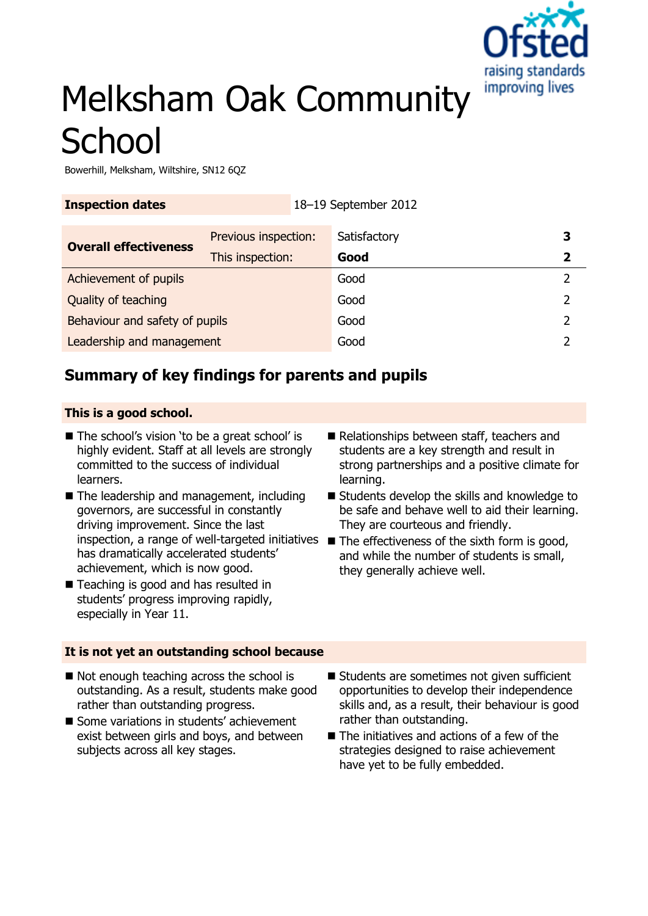# Melksham Oak Community School

Bowerhill, Melksham, Wiltshire, SN12 6QZ

| Inspection dates | 18–19 September 2012 | | |
|---|---|---|---|

| Overall effectiveness | Previous inspection: | Satisfactory | 3 |
|---|---|---|---|
| | This inspection: | **Good** | **2** |
| Achievement of pupils | | Good | 2 |
| Quality of teaching | | Good | 2 |
| Behaviour and safety of pupils | | Good | 2 |
| Leadership and management | | Good | 2 |

## Summary of key findings for parents and pupils

**This is a good school.**

- The school's vision 'to be a great school' is highly evident. Staff at all levels are strongly committed to the success of individual learners.
- The leadership and management, including governors, are successful in constantly driving improvement. Since the last inspection, a range of well-targeted initiatives has dramatically accelerated students' achievement, which is now good.
- Teaching is good and has resulted in students' progress improving rapidly, especially in Year 11.
- Relationships between staff, teachers and students are a key strength and result in strong partnerships and a positive climate for learning.
- Students develop the skills and knowledge to be safe and behave well to aid their learning. They are courteous and friendly.
- The effectiveness of the sixth form is good, and while the number of students is small, they generally achieve well.

**It is not yet an outstanding school because**

- Not enough teaching across the school is outstanding. As a result, students make good rather than outstanding progress.
- Some variations in students' achievement exist between girls and boys, and between subjects across all key stages.
- Students are sometimes not given sufficient opportunities to develop their independence skills and, as a result, their behaviour is good rather than outstanding.
- The initiatives and actions of a few of the strategies designed to raise achievement have yet to be fully embedded.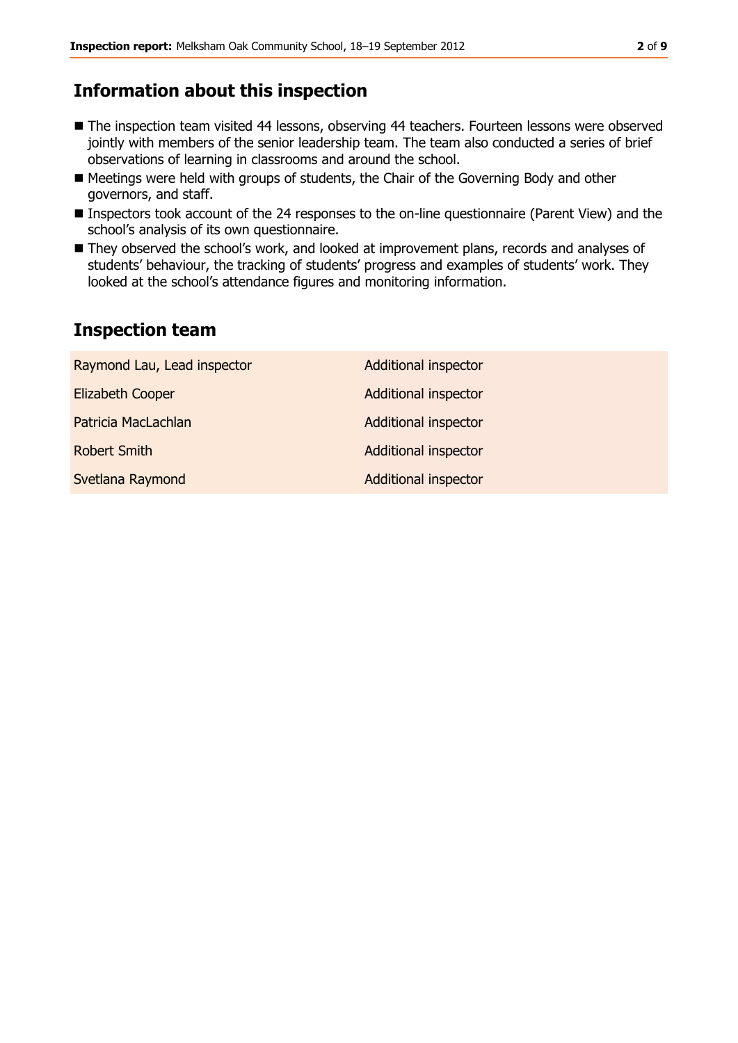## Information about this inspection

- The inspection team visited 44 lessons, observing 44 teachers. Fourteen lessons were observed jointly with members of the senior leadership team. The team also conducted a series of brief observations of learning in classrooms and around the school.
- Meetings were held with groups of students, the Chair of the Governing Body and other governors, and staff.
- Inspectors took account of the 24 responses to the on-line questionnaire (Parent View) and the school's analysis of its own questionnaire.
- They observed the school's work, and looked at improvement plans, records and analyses of students' behaviour, the tracking of students' progress and examples of students' work. They looked at the school's attendance figures and monitoring information.

## Inspection team

| | |
|---|---|
| Raymond Lau, Lead inspector | Additional inspector |
| Elizabeth Cooper | Additional inspector |
| Patricia MacLachlan | Additional inspector |
| Robert Smith | Additional inspector |
| Svetlana Raymond | Additional inspector |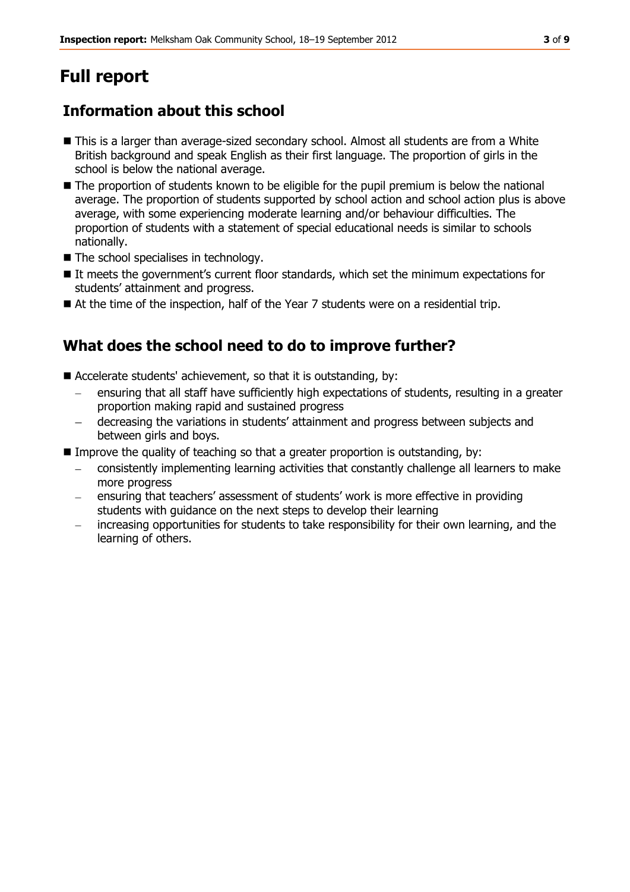# Full report

## Information about this school

- This is a larger than average-sized secondary school. Almost all students are from a White British background and speak English as their first language. The proportion of girls in the school is below the national average.
- The proportion of students known to be eligible for the pupil premium is below the national average. The proportion of students supported by school action and school action plus is above average, with some experiencing moderate learning and/or behaviour difficulties. The proportion of students with a statement of special educational needs is similar to schools nationally.
- The school specialises in technology.
- It meets the government's current floor standards, which set the minimum expectations for students' attainment and progress.
- At the time of the inspection, half of the Year 7 students were on a residential trip.

## What does the school need to do to improve further?

- Accelerate students' achievement, so that it is outstanding, by:
  - ensuring that all staff have sufficiently high expectations of students, resulting in a greater proportion making rapid and sustained progress
  - decreasing the variations in students' attainment and progress between subjects and between girls and boys.
- Improve the quality of teaching so that a greater proportion is outstanding, by:
  - consistently implementing learning activities that constantly challenge all learners to make more progress
  - ensuring that teachers' assessment of students' work is more effective in providing students with guidance on the next steps to develop their learning
  - increasing opportunities for students to take responsibility for their own learning, and the learning of others.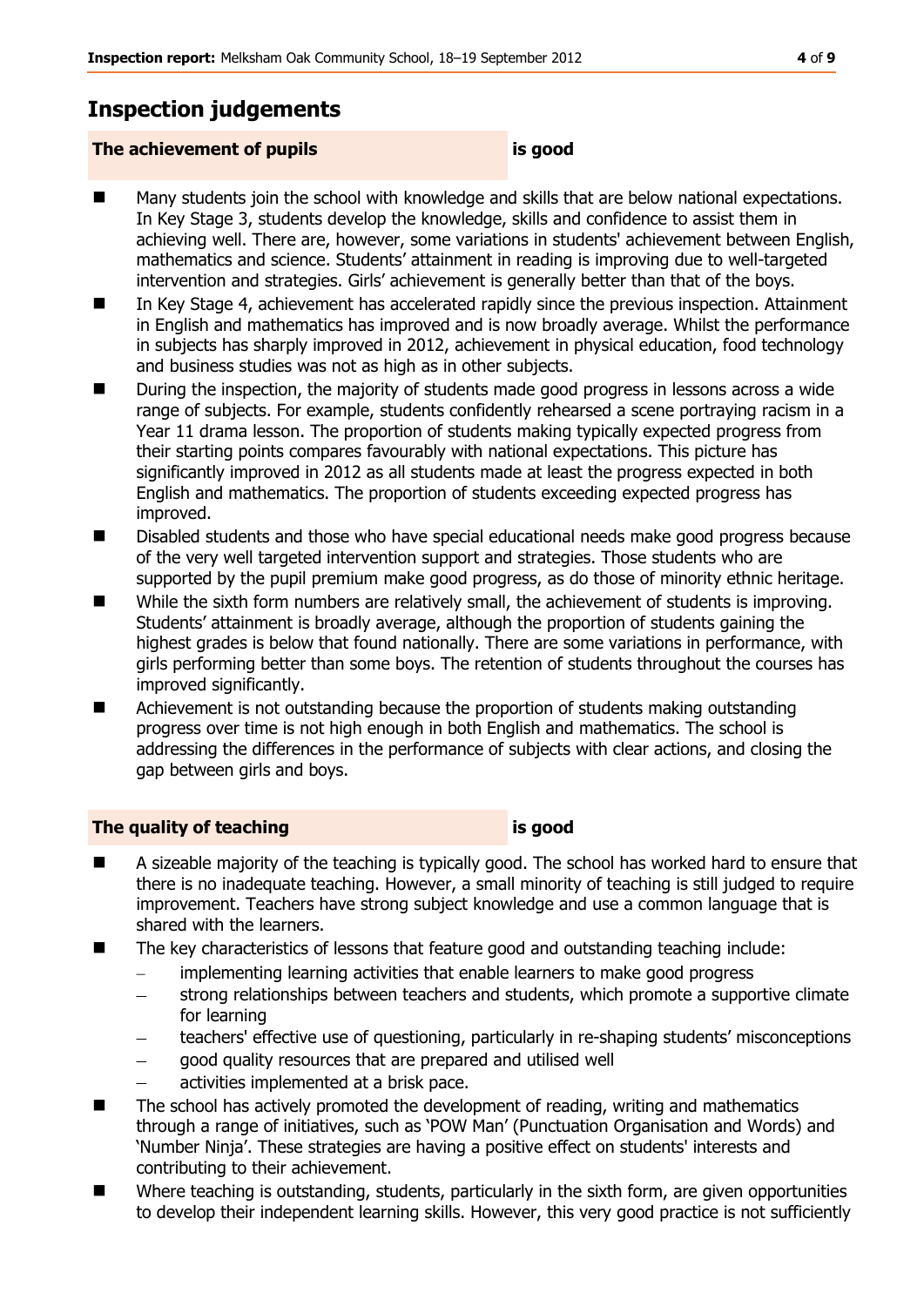## Inspection judgements

**The achievement of pupils** **is good**

- Many students join the school with knowledge and skills that are below national expectations. In Key Stage 3, students develop the knowledge, skills and confidence to assist them in achieving well. There are, however, some variations in students' achievement between English, mathematics and science. Students' attainment in reading is improving due to well-targeted intervention and strategies. Girls' achievement is generally better than that of the boys.
- In Key Stage 4, achievement has accelerated rapidly since the previous inspection. Attainment in English and mathematics has improved and is now broadly average. Whilst the performance in subjects has sharply improved in 2012, achievement in physical education, food technology and business studies was not as high as in other subjects.
- During the inspection, the majority of students made good progress in lessons across a wide range of subjects. For example, students confidently rehearsed a scene portraying racism in a Year 11 drama lesson. The proportion of students making typically expected progress from their starting points compares favourably with national expectations. This picture has significantly improved in 2012 as all students made at least the progress expected in both English and mathematics. The proportion of students exceeding expected progress has improved.
- Disabled students and those who have special educational needs make good progress because of the very well targeted intervention support and strategies. Those students who are supported by the pupil premium make good progress, as do those of minority ethnic heritage.
- While the sixth form numbers are relatively small, the achievement of students is improving. Students' attainment is broadly average, although the proportion of students gaining the highest grades is below that found nationally. There are some variations in performance, with girls performing better than some boys. The retention of students throughout the courses has improved significantly.
- Achievement is not outstanding because the proportion of students making outstanding progress over time is not high enough in both English and mathematics. The school is addressing the differences in the performance of subjects with clear actions, and closing the gap between girls and boys.

**The quality of teaching** **is good**

- A sizeable majority of the teaching is typically good. The school has worked hard to ensure that there is no inadequate teaching. However, a small minority of teaching is still judged to require improvement. Teachers have strong subject knowledge and use a common language that is shared with the learners.
- The key characteristics of lessons that feature good and outstanding teaching include:
  - implementing learning activities that enable learners to make good progress
  - strong relationships between teachers and students, which promote a supportive climate for learning
  - teachers' effective use of questioning, particularly in re-shaping students' misconceptions
  - good quality resources that are prepared and utilised well
  - activities implemented at a brisk pace.
- The school has actively promoted the development of reading, writing and mathematics through a range of initiatives, such as 'POW Man' (Punctuation Organisation and Words) and 'Number Ninja'. These strategies are having a positive effect on students' interests and contributing to their achievement.
- Where teaching is outstanding, students, particularly in the sixth form, are given opportunities to develop their independent learning skills. However, this very good practice is not sufficiently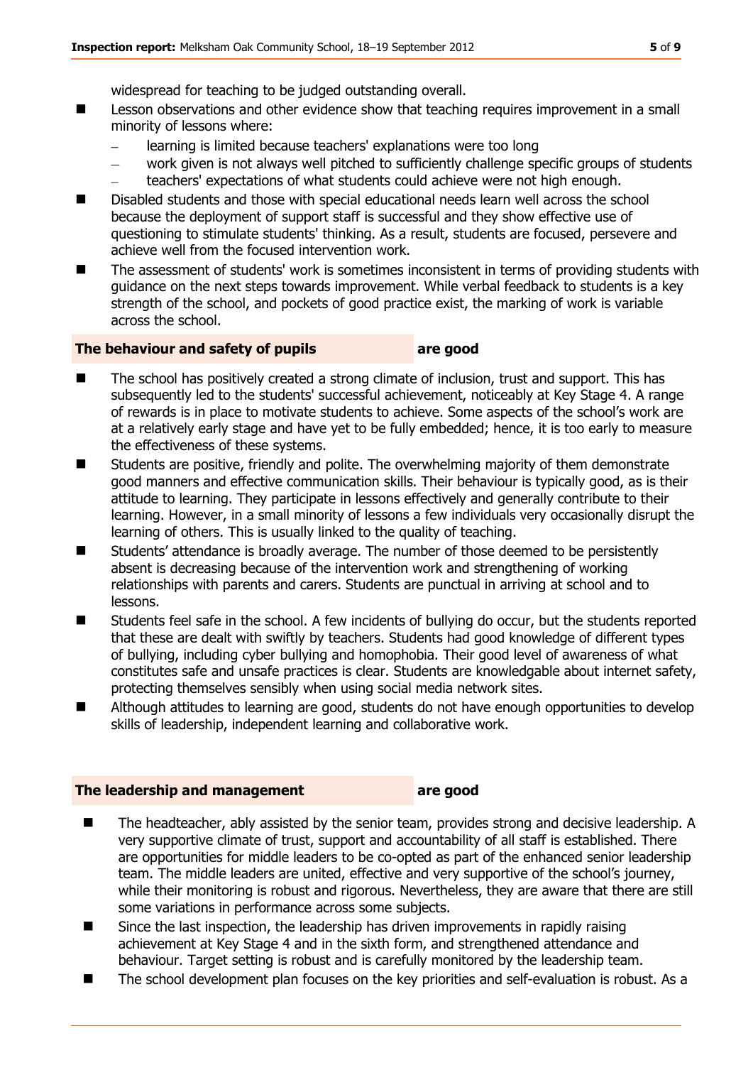widespread for teaching to be judged outstanding overall.

- Lesson observations and other evidence show that teaching requires improvement in a small minority of lessons where:
  - learning is limited because teachers' explanations were too long
  - work given is not always well pitched to sufficiently challenge specific groups of students
  - teachers' expectations of what students could achieve were not high enough.
- Disabled students and those with special educational needs learn well across the school because the deployment of support staff is successful and they show effective use of questioning to stimulate students' thinking. As a result, students are focused, persevere and achieve well from the focused intervention work.
- The assessment of students' work is sometimes inconsistent in terms of providing students with guidance on the next steps towards improvement. While verbal feedback to students is a key strength of the school, and pockets of good practice exist, the marking of work is variable across the school.

### The behaviour and safety of pupils — are good

- The school has positively created a strong climate of inclusion, trust and support. This has subsequently led to the students' successful achievement, noticeably at Key Stage 4. A range of rewards is in place to motivate students to achieve. Some aspects of the school's work are at a relatively early stage and have yet to be fully embedded; hence, it is too early to measure the effectiveness of these systems.
- Students are positive, friendly and polite. The overwhelming majority of them demonstrate good manners and effective communication skills. Their behaviour is typically good, as is their attitude to learning. They participate in lessons effectively and generally contribute to their learning. However, in a small minority of lessons a few individuals very occasionally disrupt the learning of others. This is usually linked to the quality of teaching.
- Students' attendance is broadly average. The number of those deemed to be persistently absent is decreasing because of the intervention work and strengthening of working relationships with parents and carers. Students are punctual in arriving at school and to lessons.
- Students feel safe in the school. A few incidents of bullying do occur, but the students reported that these are dealt with swiftly by teachers. Students had good knowledge of different types of bullying, including cyber bullying and homophobia. Their good level of awareness of what constitutes safe and unsafe practices is clear. Students are knowledgable about internet safety, protecting themselves sensibly when using social media network sites.
- Although attitudes to learning are good, students do not have enough opportunities to develop skills of leadership, independent learning and collaborative work.

### The leadership and management — are good

- The headteacher, ably assisted by the senior team, provides strong and decisive leadership. A very supportive climate of trust, support and accountability of all staff is established. There are opportunities for middle leaders to be co-opted as part of the enhanced senior leadership team. The middle leaders are united, effective and very supportive of the school's journey, while their monitoring is robust and rigorous. Nevertheless, they are aware that there are still some variations in performance across some subjects.
- Since the last inspection, the leadership has driven improvements in rapidly raising achievement at Key Stage 4 and in the sixth form, and strengthened attendance and behaviour. Target setting is robust and is carefully monitored by the leadership team.
- The school development plan focuses on the key priorities and self-evaluation is robust. As a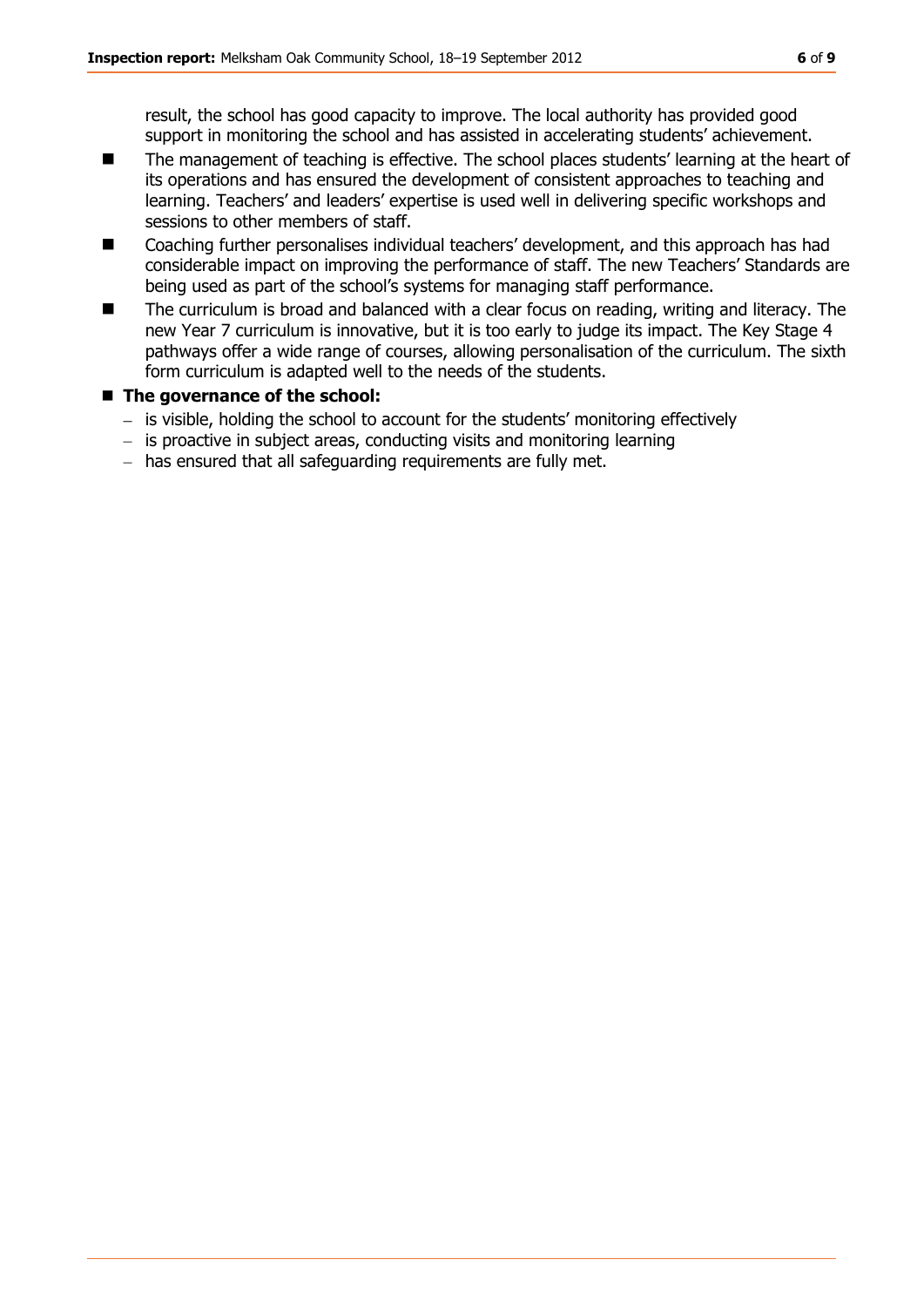result, the school has good capacity to improve. The local authority has provided good support in monitoring the school and has assisted in accelerating students' achievement.

- The management of teaching is effective. The school places students' learning at the heart of its operations and has ensured the development of consistent approaches to teaching and learning. Teachers' and leaders' expertise is used well in delivering specific workshops and sessions to other members of staff.
- Coaching further personalises individual teachers' development, and this approach has had considerable impact on improving the performance of staff. The new Teachers' Standards are being used as part of the school's systems for managing staff performance.
- The curriculum is broad and balanced with a clear focus on reading, writing and literacy. The new Year 7 curriculum is innovative, but it is too early to judge its impact. The Key Stage 4 pathways offer a wide range of courses, allowing personalisation of the curriculum. The sixth form curriculum is adapted well to the needs of the students.
- **The governance of the school:**
  - is visible, holding the school to account for the students' monitoring effectively
  - is proactive in subject areas, conducting visits and monitoring learning
  - has ensured that all safeguarding requirements are fully met.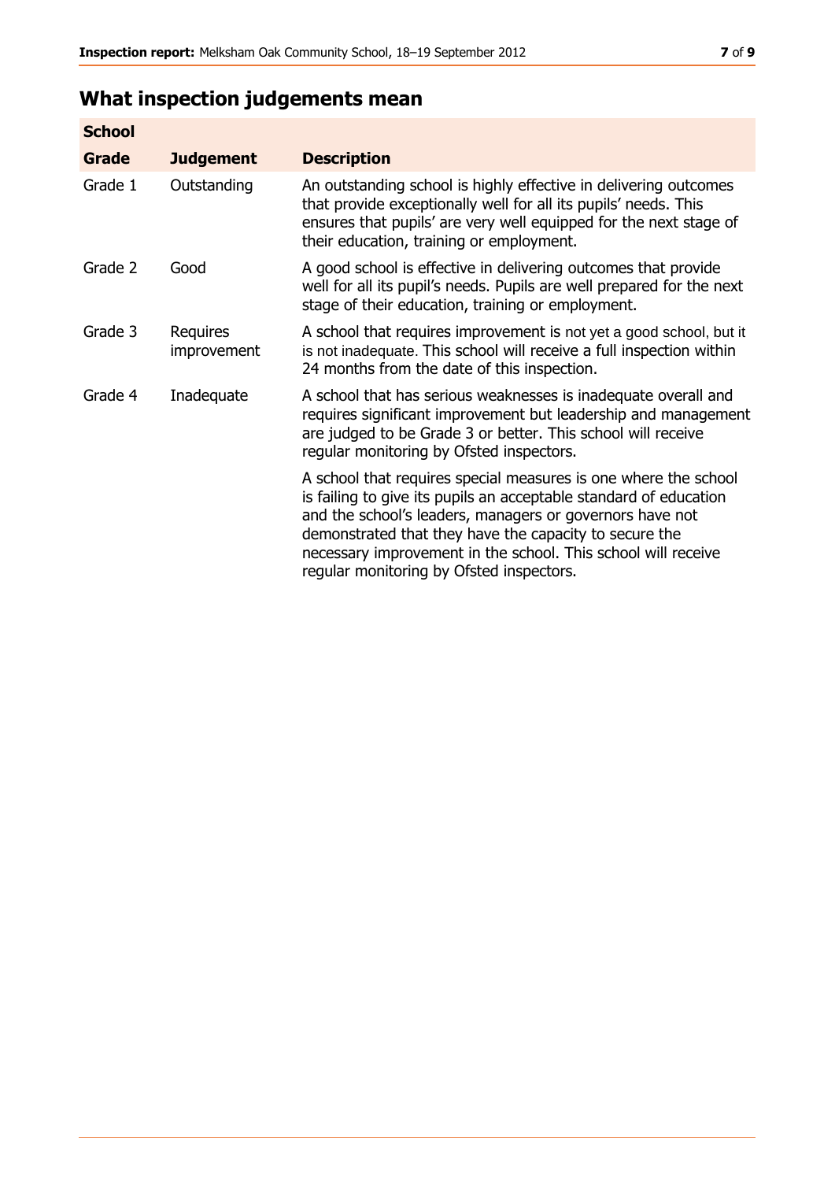## What inspection judgements mean

| School | | |
|---|---|---|
| **Grade** | **Judgement** | **Description** |
| Grade 1 | Outstanding | An outstanding school is highly effective in delivering outcomes that provide exceptionally well for all its pupils' needs. This ensures that pupils' are very well equipped for the next stage of their education, training or employment. |
| Grade 2 | Good | A good school is effective in delivering outcomes that provide well for all its pupil's needs. Pupils are well prepared for the next stage of their education, training or employment. |
| Grade 3 | Requires improvement | A school that requires improvement is not yet a good school, but it is not inadequate. This school will receive a full inspection within 24 months from the date of this inspection. |
| Grade 4 | Inadequate | A school that has serious weaknesses is inadequate overall and requires significant improvement but leadership and management are judged to be Grade 3 or better. This school will receive regular monitoring by Ofsted inspectors. |
| | | A school that requires special measures is one where the school is failing to give its pupils an acceptable standard of education and the school's leaders, managers or governors have not demonstrated that they have the capacity to secure the necessary improvement in the school. This school will receive regular monitoring by Ofsted inspectors. |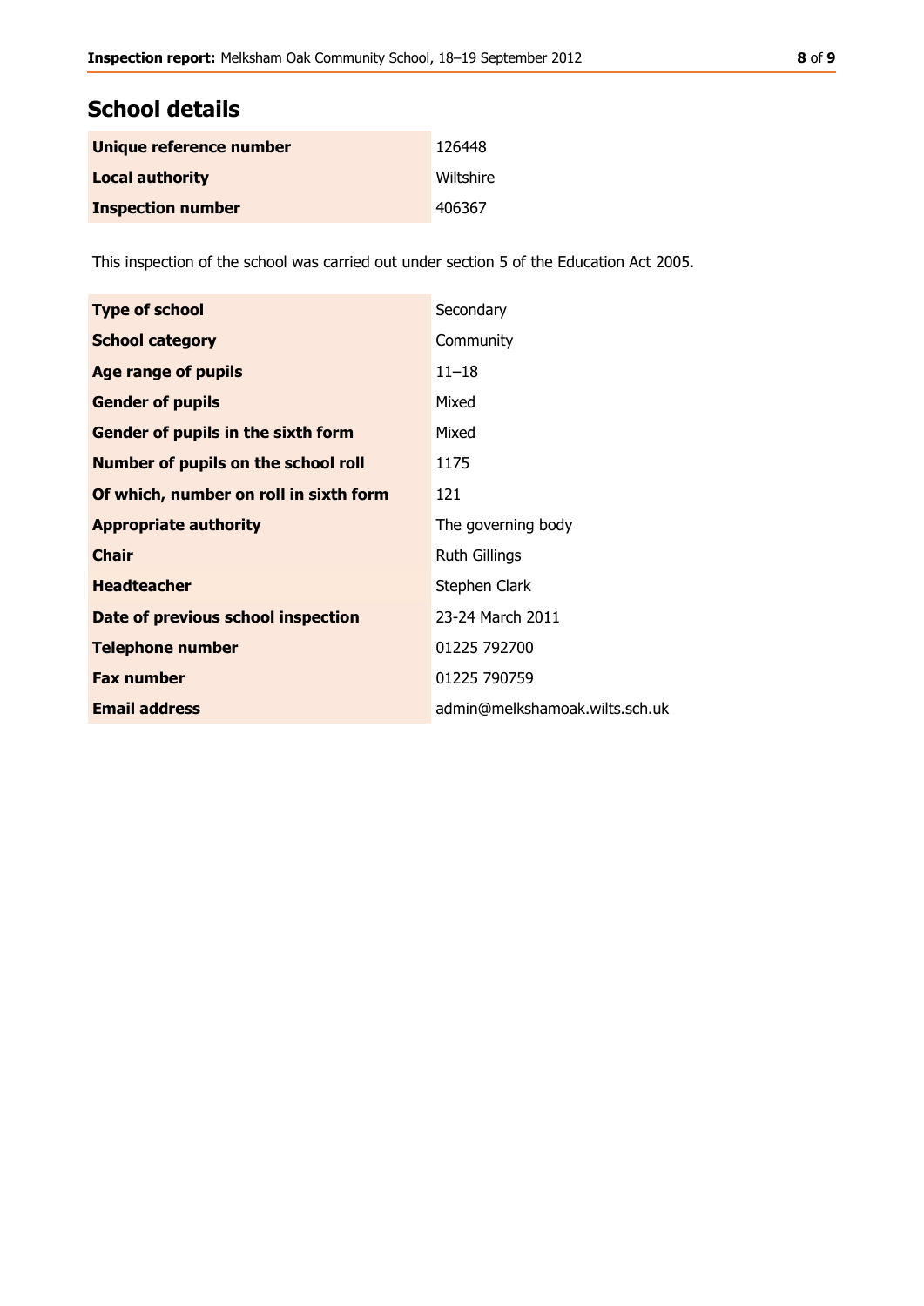## School details

| | |
|---|---|
| **Unique reference number** | 126448 |
| **Local authority** | Wiltshire |
| **Inspection number** | 406367 |

This inspection of the school was carried out under section 5 of the Education Act 2005.

| | |
|---|---|
| **Type of school** | Secondary |
| **School category** | Community |
| **Age range of pupils** | 11–18 |
| **Gender of pupils** | Mixed |
| **Gender of pupils in the sixth form** | Mixed |
| **Number of pupils on the school roll** | 1175 |
| **Of which, number on roll in sixth form** | 121 |
| **Appropriate authority** | The governing body |
| **Chair** | Ruth Gillings |
| **Headteacher** | Stephen Clark |
| **Date of previous school inspection** | 23-24 March 2011 |
| **Telephone number** | 01225 792700 |
| **Fax number** | 01225 790759 |
| **Email address** | admin@melkshamoak.wilts.sch.uk |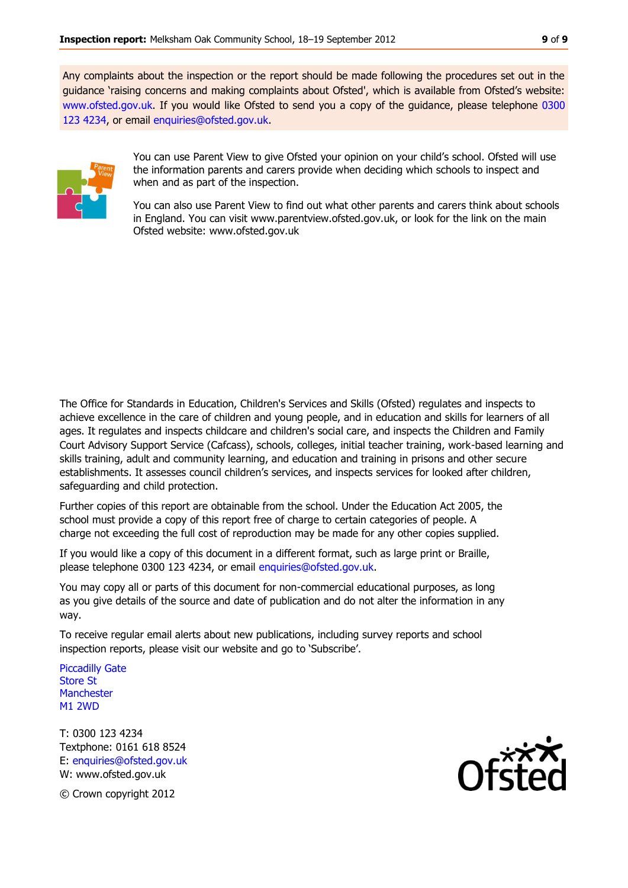Any complaints about the inspection or the report should be made following the procedures set out in the guidance 'raising concerns and making complaints about Ofsted', which is available from Ofsted's website: www.ofsted.gov.uk. If you would like Ofsted to send you a copy of the guidance, please telephone 0300 123 4234, or email enquiries@ofsted.gov.uk.

You can use Parent View to give Ofsted your opinion on your child's school. Ofsted will use the information parents and carers provide when deciding which schools to inspect and when and as part of the inspection.

You can also use Parent View to find out what other parents and carers think about schools in England. You can visit www.parentview.ofsted.gov.uk, or look for the link on the main Ofsted website: www.ofsted.gov.uk

The Office for Standards in Education, Children's Services and Skills (Ofsted) regulates and inspects to achieve excellence in the care of children and young people, and in education and skills for learners of all ages. It regulates and inspects childcare and children's social care, and inspects the Children and Family Court Advisory Support Service (Cafcass), schools, colleges, initial teacher training, work-based learning and skills training, adult and community learning, and education and training in prisons and other secure establishments. It assesses council children's services, and inspects services for looked after children, safeguarding and child protection.

Further copies of this report are obtainable from the school. Under the Education Act 2005, the school must provide a copy of this report free of charge to certain categories of people. A charge not exceeding the full cost of reproduction may be made for any other copies supplied.

If you would like a copy of this document in a different format, such as large print or Braille, please telephone 0300 123 4234, or email enquiries@ofsted.gov.uk.

You may copy all or parts of this document for non-commercial educational purposes, as long as you give details of the source and date of publication and do not alter the information in any way.

To receive regular email alerts about new publications, including survey reports and school inspection reports, please visit our website and go to 'Subscribe'.

Piccadilly Gate
Store St
Manchester
M1 2WD

T: 0300 123 4234
Textphone: 0161 618 8524
E: enquiries@ofsted.gov.uk
W: www.ofsted.gov.uk

© Crown copyright 2012